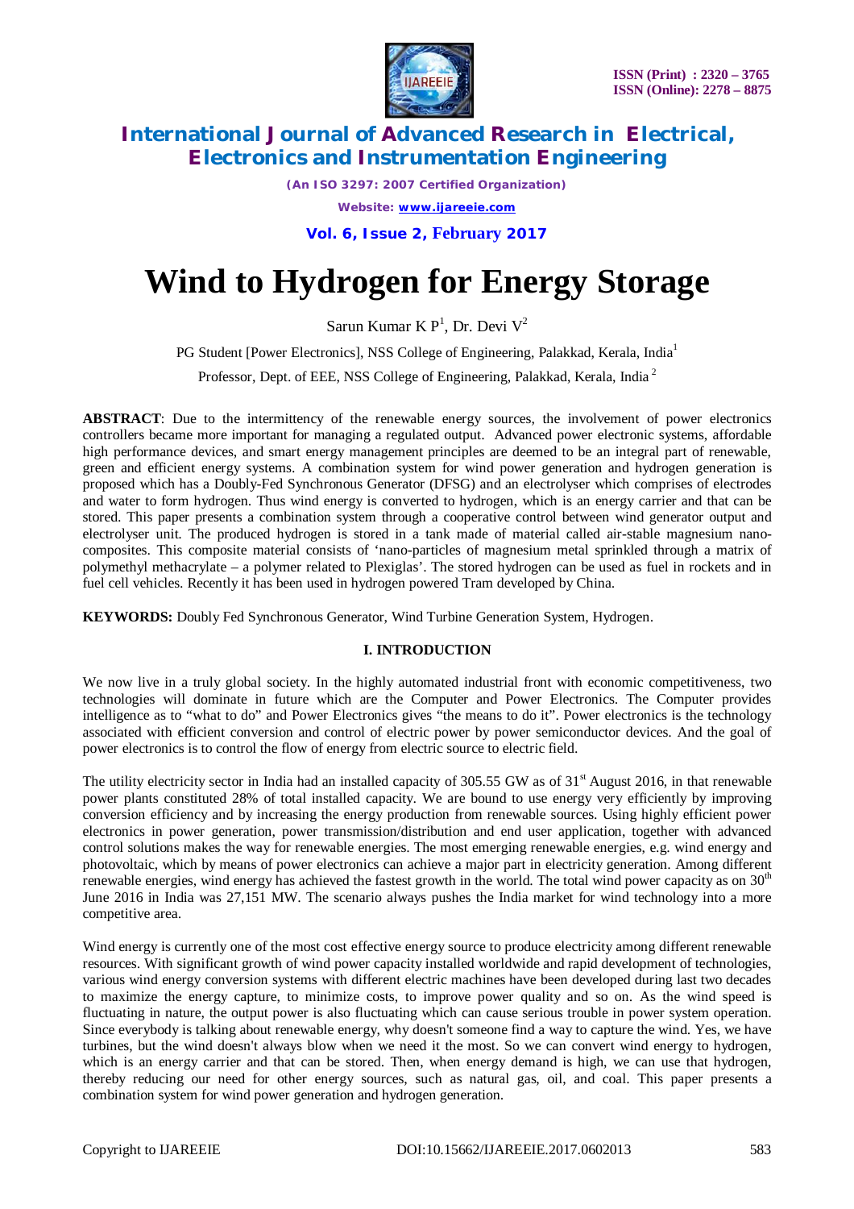# Wind to Hydrogen for Energy Storage

Sarun Kumar K P[1], Dr. Devi V[2]

PG Student [Power Electronics], NSS College of Engineering, Palakkad, Kerala, India[1]

Professor, Dept. of EEE, NSS College of Engineering, Palakkad, Kerala, India [2]

**ABSTRACT**: Due to the intermittency of the renewable energy sources, the involvement of power electronics controllers became more important for managing a regulated output. Advanced power electronic systems, affordable high performance devices, and smart energy management principles are deemed to be an integral part of renewable, green and efficient energy systems. A combination system for wind power generation and hydrogen generation is proposed which has a Doubly-Fed Synchronous Generator (DFSG) and an electrolyser which comprises of electrodes and water to form hydrogen. Thus wind energy is converted to hydrogen, which is an energy carrier and that can be stored. This paper presents a combination system through a cooperative control between wind generator output and electrolyser unit. The produced hydrogen is stored in a tank made of material called air-stable magnesium nano-composites. This composite material consists of 'nano-particles of magnesium metal sprinkled through a matrix of polymethyl methacrylate – a polymer related to Plexiglas'. The stored hydrogen can be used as fuel in rockets and in fuel cell vehicles. Recently it has been used in hydrogen powered Tram developed by China.

**KEYWORDS:** Doubly Fed Synchronous Generator, Wind Turbine Generation System, Hydrogen.

## I. INTRODUCTION

We now live in a truly global society. In the highly automated industrial front with economic competitiveness, two technologies will dominate in future which are the Computer and Power Electronics. The Computer provides intelligence as to "what to do" and Power Electronics gives "the means to do it". Power electronics is the technology associated with efficient conversion and control of electric power by power semiconductor devices. And the goal of power electronics is to control the flow of energy from electric source to electric field.

The utility electricity sector in India had an installed capacity of 305.55 GW as of 31st August 2016, in that renewable power plants constituted 28% of total installed capacity. We are bound to use energy very efficiently by improving conversion efficiency and by increasing the energy production from renewable sources. Using highly efficient power electronics in power generation, power transmission/distribution and end user application, together with advanced control solutions makes the way for renewable energies. The most emerging renewable energies, e.g. wind energy and photovoltaic, which by means of power electronics can achieve a major part in electricity generation. Among different renewable energies, wind energy has achieved the fastest growth in the world. The total wind power capacity as on 30th June 2016 in India was 27,151 MW. The scenario always pushes the India market for wind technology into a more competitive area.

Wind energy is currently one of the most cost effective energy source to produce electricity among different renewable resources. With significant growth of wind power capacity installed worldwide and rapid development of technologies, various wind energy conversion systems with different electric machines have been developed during last two decades to maximize the energy capture, to minimize costs, to improve power quality and so on. As the wind speed is fluctuating in nature, the output power is also fluctuating which can cause serious trouble in power system operation. Since everybody is talking about renewable energy, why doesn't someone find a way to capture the wind. Yes, we have turbines, but the wind doesn't always blow when we need it the most. So we can convert wind energy to hydrogen, which is an energy carrier and that can be stored. Then, when energy demand is high, we can use that hydrogen, thereby reducing our need for other energy sources, such as natural gas, oil, and coal. This paper presents a combination system for wind power generation and hydrogen generation.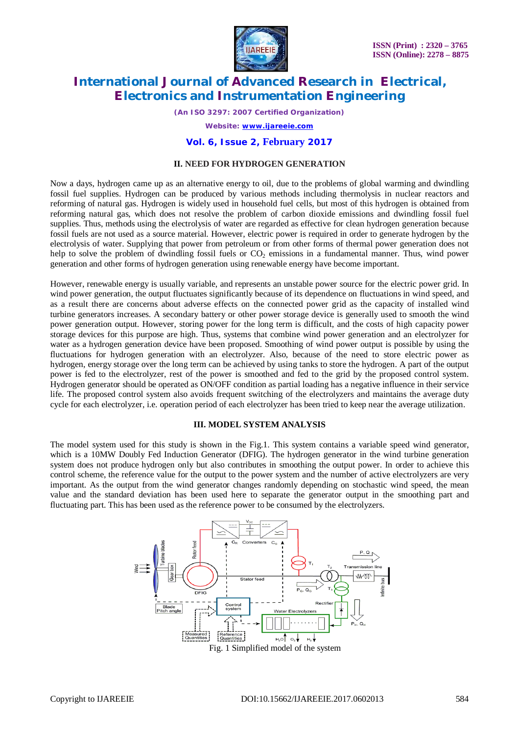## II. NEED FOR HYDROGEN GENERATION

Now a days, hydrogen came up as an alternative energy to oil, due to the problems of global warming and dwindling fossil fuel supplies. Hydrogen can be produced by various methods including thermolysis in nuclear reactors and reforming of natural gas. Hydrogen is widely used in household fuel cells, but most of this hydrogen is obtained from reforming natural gas, which does not resolve the problem of carbon dioxide emissions and dwindling fossil fuel supplies. Thus, methods using the electrolysis of water are regarded as effective for clean hydrogen generation because fossil fuels are not used as a source material. However, electric power is required in order to generate hydrogen by the electrolysis of water. Supplying that power from petroleum or from other forms of thermal power generation does not help to solve the problem of dwindling fossil fuels or $CO_2$ emissions in a fundamental manner. Thus, wind power generation and other forms of hydrogen generation using renewable energy have become important.

However, renewable energy is usually variable, and represents an unstable power source for the electric power grid. In wind power generation, the output fluctuates significantly because of its dependence on fluctuations in wind speed, and as a result there are concerns about adverse effects on the connected power grid as the capacity of installed wind turbine generators increases. A secondary battery or other power storage device is generally used to smooth the wind power generation output. However, storing power for the long term is difficult, and the costs of high capacity power storage devices for this purpose are high. Thus, systems that combine wind power generation and an electrolyzer for water as a hydrogen generation device have been proposed. Smoothing of wind power output is possible by using the fluctuations for hydrogen generation with an electrolyzer. Also, because of the need to store electric power as hydrogen, energy storage over the long term can be achieved by using tanks to store the hydrogen. A part of the output power is fed to the electrolyzer, rest of the power is smoothed and fed to the grid by the proposed control system. Hydrogen generator should be operated as ON/OFF condition as partial loading has a negative influence in their service life. The proposed control system also avoids frequent switching of the electrolyzers and maintains the average duty cycle for each electrolyzer, i.e. operation period of each electrolyzer has been tried to keep near the average utilization.

## III. MODEL SYSTEM ANALYSIS

The model system used for this study is shown in the Fig.1. This system contains a variable speed wind generator, which is a 10MW Doubly Fed Induction Generator (DFIG). The hydrogen generator in the wind turbine generation system does not produce hydrogen only but also contributes in smoothing the output power. In order to achieve this control scheme, the reference value for the output to the power system and the number of active electrolyzers are very important. As the output from the wind generator changes randomly depending on stochastic wind speed, the mean value and the standard deviation has been used here to separate the generator output in the smoothing part and fluctuating part. This has been used as the reference power to be consumed by the electrolyzers.

Fig. 1 Simplified model of the system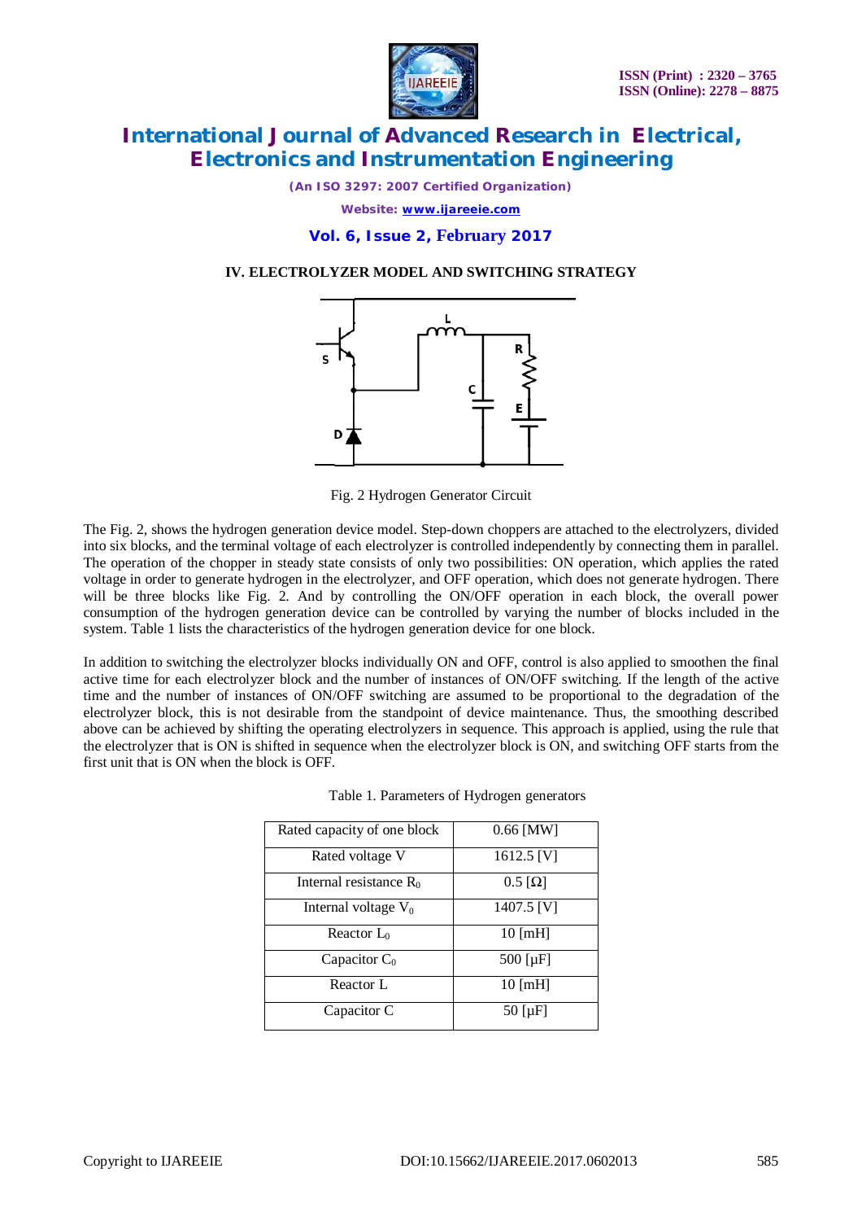## IV. ELECTROLYZER MODEL AND SWITCHING STRATEGY

Fig. 2 Hydrogen Generator Circuit

The Fig. 2, shows the hydrogen generation device model. Step-down choppers are attached to the electrolyzers, divided into six blocks, and the terminal voltage of each electrolyzer is controlled independently by connecting them in parallel. The operation of the chopper in steady state consists of only two possibilities: ON operation, which applies the rated voltage in order to generate hydrogen in the electrolyzer, and OFF operation, which does not generate hydrogen. There will be three blocks like Fig. 2. And by controlling the ON/OFF operation in each block, the overall power consumption of the hydrogen generation device can be controlled by varying the number of blocks included in the system. Table 1 lists the characteristics of the hydrogen generation device for one block.

In addition to switching the electrolyzer blocks individually ON and OFF, control is also applied to smoothen the final active time for each electrolyzer block and the number of instances of ON/OFF switching. If the length of the active time and the number of instances of ON/OFF switching are assumed to be proportional to the degradation of the electrolyzer block, this is not desirable from the standpoint of device maintenance. Thus, the smoothing described above can be achieved by shifting the operating electrolyzers in sequence. This approach is applied, using the rule that the electrolyzer that is ON is shifted in sequence when the electrolyzer block is ON, and switching OFF starts from the first unit that is ON when the block is OFF.

Table 1. Parameters of Hydrogen generators

| Rated capacity of one block | 0.66 [MW] |
|---|---|
| Rated voltage V | 1612.5 [V] |
| Internal resistance $R_0$ | 0.5 [Ω] |
| Internal voltage $V_0$ | 1407.5 [V] |
| Reactor $L_0$ | 10 [mH] |
| Capacitor $C_0$ | 500 [μF] |
| Reactor L | 10 [mH] |
| Capacitor C | 50 [μF] |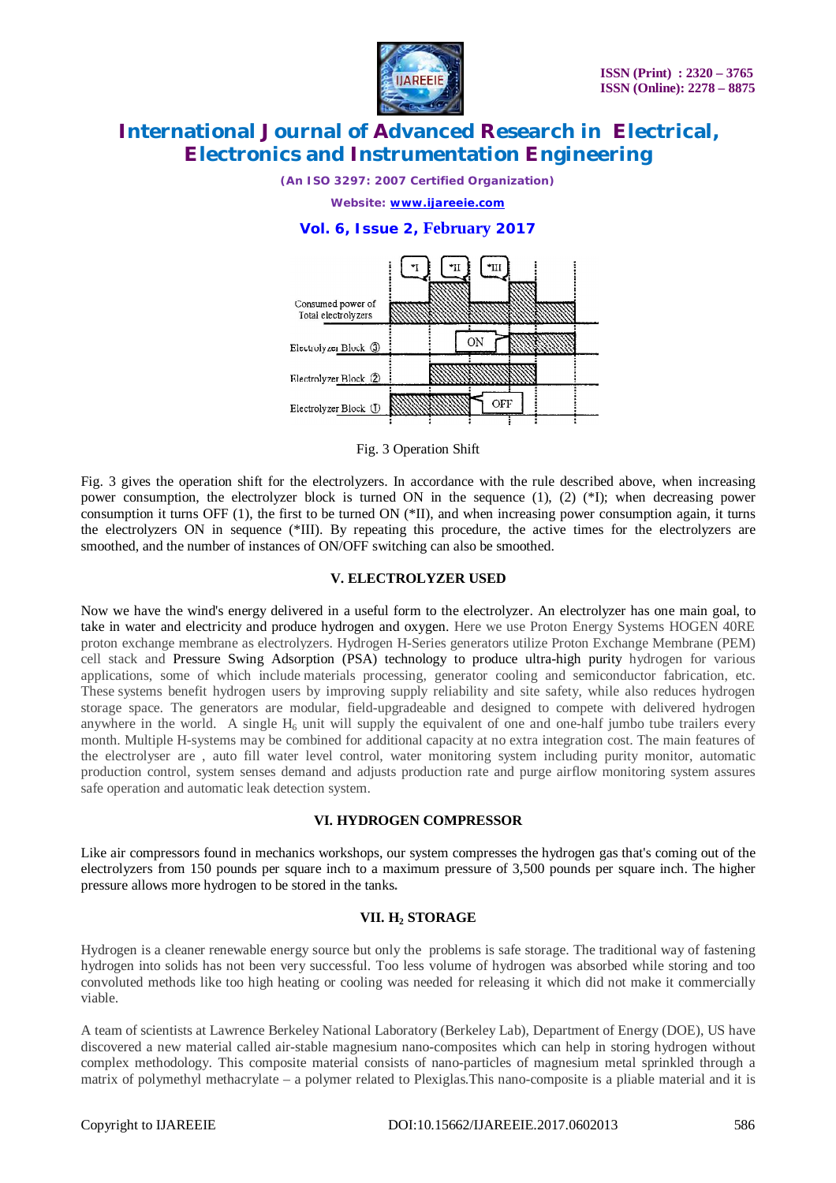Fig. 3 Operation Shift

Fig. 3 gives the operation shift for the electrolyzers. In accordance with the rule described above, when increasing power consumption, the electrolyzer block is turned ON in the sequence (1), (2) (*I); when decreasing power consumption it turns OFF (1), the first to be turned ON (*II), and when increasing power consumption again, it turns the electrolyzers ON in sequence (*III). By repeating this procedure, the active times for the electrolyzers are smoothed, and the number of instances of ON/OFF switching can also be smoothed.

## V. ELECTROLYZER USED

Now we have the wind's energy delivered in a useful form to the electrolyzer. An electrolyzer has one main goal, to take in water and electricity and produce hydrogen and oxygen. Here we use Proton Energy Systems HOGEN 40RE proton exchange membrane as electrolyzers. Hydrogen H-Series generators utilize Proton Exchange Membrane (PEM) cell stack and Pressure Swing Adsorption (PSA) technology to produce ultra-high purity hydrogen for various applications, some of which include materials processing, generator cooling and semiconductor fabrication, etc. These systems benefit hydrogen users by improving supply reliability and site safety, while also reduces hydrogen storage space. The generators are modular, field-upgradeable and designed to compete with delivered hydrogen anywhere in the world. A single $H_6$ unit will supply the equivalent of one and one-half jumbo tube trailers every month. Multiple H-systems may be combined for additional capacity at no extra integration cost. The main features of the electrolyser are , auto fill water level control, water monitoring system including purity monitor, automatic production control, system senses demand and adjusts production rate and purge airflow monitoring system assures safe operation and automatic leak detection system.

## VI. HYDROGEN COMPRESSOR

Like air compressors found in mechanics workshops, our system compresses the hydrogen gas that's coming out of the electrolyzers from 150 pounds per square inch to a maximum pressure of 3,500 pounds per square inch. The higher pressure allows more hydrogen to be stored in the tanks.

## VII. $H_2$ STORAGE

Hydrogen is a cleaner renewable energy source but only the problems is safe storage. The traditional way of fastening hydrogen into solids has not been very successful. Too less volume of hydrogen was absorbed while storing and too convoluted methods like too high heating or cooling was needed for releasing it which did not make it commercially viable.

A team of scientists at Lawrence Berkeley National Laboratory (Berkeley Lab), Department of Energy (DOE), US have discovered a new material called air-stable magnesium nano-composites which can help in storing hydrogen without complex methodology. This composite material consists of nano-particles of magnesium metal sprinkled through a matrix of polymethyl methacrylate – a polymer related to Plexiglas.This nano-composite is a pliable material and it is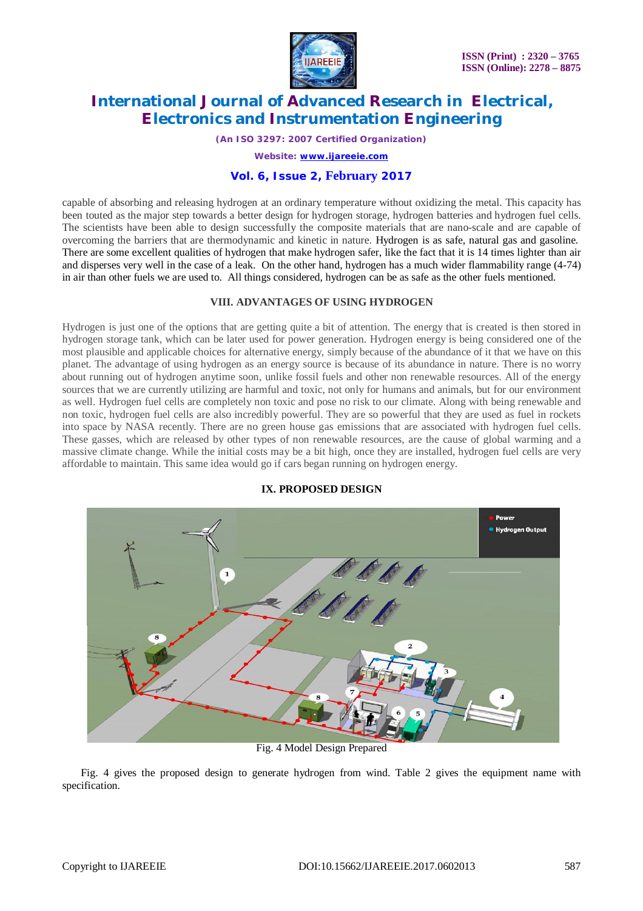capable of absorbing and releasing hydrogen at an ordinary temperature without oxidizing the metal. This capacity has been touted as the major step towards a better design for hydrogen storage, hydrogen batteries and hydrogen fuel cells. The scientists have been able to design successfully the composite materials that are nano-scale and are capable of overcoming the barriers that are thermodynamic and kinetic in nature. Hydrogen is as safe, natural gas and gasoline. There are some excellent qualities of hydrogen that make hydrogen safer, like the fact that it is 14 times lighter than air and disperses very well in the case of a leak. On the other hand, hydrogen has a much wider flammability range (4-74) in air than other fuels we are used to. All things considered, hydrogen can be as safe as the other fuels mentioned.

## VIII. ADVANTAGES OF USING HYDROGEN

Hydrogen is just one of the options that are getting quite a bit of attention. The energy that is created is then stored in hydrogen storage tank, which can be later used for power generation. Hydrogen energy is being considered one of the most plausible and applicable choices for alternative energy, simply because of the abundance of it that we have on this planet. The advantage of using hydrogen as an energy source is because of its abundance in nature. There is no worry about running out of hydrogen anytime soon, unlike fossil fuels and other non renewable resources. All of the energy sources that we are currently utilizing are harmful and toxic, not only for humans and animals, but for our environment as well. Hydrogen fuel cells are completely non toxic and pose no risk to our climate. Along with being renewable and non toxic, hydrogen fuel cells are also incredibly powerful. They are so powerful that they are used as fuel in rockets into space by NASA recently. There are no green house gas emissions that are associated with hydrogen fuel cells. These gasses, which are released by other types of non renewable resources, are the cause of global warming and a massive climate change. While the initial costs may be a bit high, once they are installed, hydrogen fuel cells are very affordable to maintain. This same idea would go if cars began running on hydrogen energy.

## IX. PROPOSED DESIGN

Fig. 4 Model Design Prepared

Fig. 4 gives the proposed design to generate hydrogen from wind. Table 2 gives the equipment name with specification.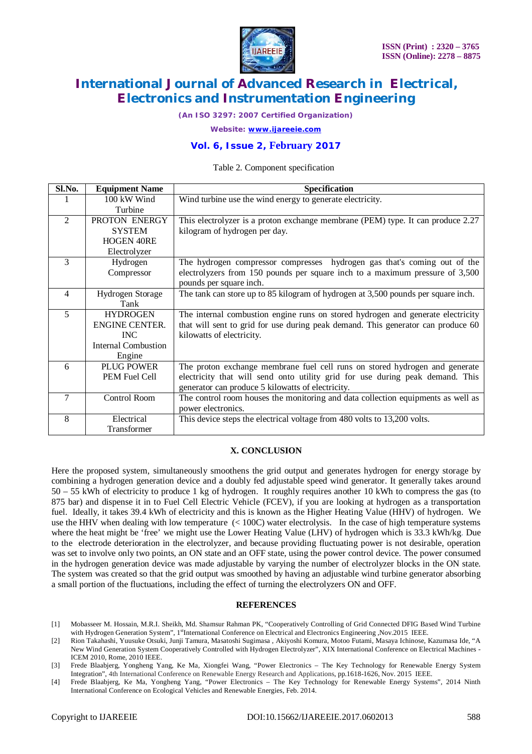Table 2. Component specification

| Sl.No. | Equipment Name | Specification |
|---|---|---|
| 1 | 100 kW Wind Turbine | Wind turbine use the wind energy to generate electricity. |
| 2 | PROTON ENERGY SYSTEM HOGEN 40RE Electrolyzer | This electrolyzer is a proton exchange membrane (PEM) type. It can produce 2.27 kilogram of hydrogen per day. |
| 3 | Hydrogen Compressor | The hydrogen compressor compresses hydrogen gas that's coming out of the electrolyzers from 150 pounds per square inch to a maximum pressure of 3,500 pounds per square inch. |
| 4 | Hydrogen Storage Tank | The tank can store up to 85 kilogram of hydrogen at 3,500 pounds per square inch. |
| 5 | HYDROGEN ENGINE CENTER. INC Internal Combustion Engine | The internal combustion engine runs on stored hydrogen and generate electricity that will sent to grid for use during peak demand. This generator can produce 60 kilowatts of electricity. |
| 6 | PLUG POWER PEM Fuel Cell | The proton exchange membrane fuel cell runs on stored hydrogen and generate electricity that will send onto utility grid for use during peak demand. This generator can produce 5 kilowatts of electricity. |
| 7 | Control Room | The control room houses the monitoring and data collection equipments as well as power electronics. |
| 8 | Electrical Transformer | This device steps the electrical voltage from 480 volts to 13,200 volts. |

## X. CONCLUSION

Here the proposed system, simultaneously smoothens the grid output and generates hydrogen for energy storage by combining a hydrogen generation device and a doubly fed adjustable speed wind generator. It generally takes around 50 – 55 kWh of electricity to produce 1 kg of hydrogen. It roughly requires another 10 kWh to compress the gas (to 875 bar) and dispense it in to Fuel Cell Electric Vehicle (FCEV), if you are looking at hydrogen as a transportation fuel. Ideally, it takes 39.4 kWh of electricity and this is known as the Higher Heating Value (HHV) of hydrogen. We use the HHV when dealing with low temperature (< 100C) water electrolysis. In the case of high temperature systems where the heat might be 'free' we might use the Lower Heating Value (LHV) of hydrogen which is 33.3 kWh/kg. Due to the electrode deterioration in the electrolyzer, and because providing fluctuating power is not desirable, operation was set to involve only two points, an ON state and an OFF state, using the power control device. The power consumed in the hydrogen generation device was made adjustable by varying the number of electrolyzer blocks in the ON state. The system was created so that the grid output was smoothed by having an adjustable wind turbine generator absorbing a small portion of the fluctuations, including the effect of turning the electrolyzers ON and OFF.

## REFERENCES

[1] Mobasseer M. Hossain, M.R.I. Sheikh, Md. Shamsur Rahman PK, "Cooperatively Controlling of Grid Connected DFIG Based Wind Turbine with Hydrogen Generation System", 1stInternational Conference on Electrical and Electronics Engineering ,Nov.2015 IEEE.

[2] Rion Takahashi, Yuusuke Otsuki, Junji Tamura, Masatoshi Sugimasa , Akiyoshi Komura, Motoo Futami, Masaya Ichinose, Kazumasa Ide, "A New Wind Generation System Cooperatively Controlled with Hydrogen Electrolyzer", XIX International Conference on Electrical Machines - ICEM 2010, Rome, 2010 IEEE.

[3] Frede Blaabjerg, Yongheng Yang, Ke Ma, Xiongfei Wang, "Power Electronics – The Key Technology for Renewable Energy System Integration", 4th International Conference on Renewable Energy Research and Applications, pp.1618-1626, Nov. 2015 IEEE.

[4] Frede Blaabjerg, Ke Ma, Yongheng Yang, "Power Electronics – The Key Technology for Renewable Energy Systems", 2014 Ninth International Conference on Ecological Vehicles and Renewable Energies, Feb. 2014.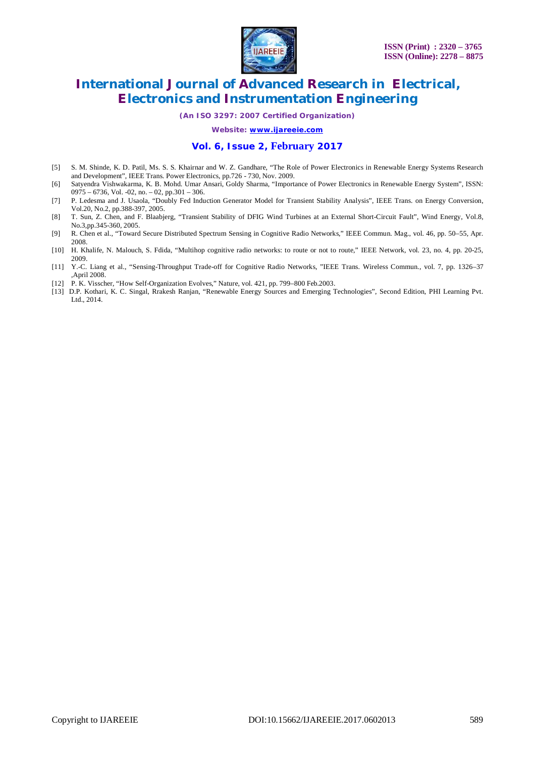[5] S. M. Shinde, K. D. Patil, Ms. S. S. Khairnar and W. Z. Gandhare, "The Role of Power Electronics in Renewable Energy Systems Research and Development", IEEE Trans. Power Electronics, pp.726 - 730, Nov. 2009.

[6] Satyendra Vishwakarma, K. B. Mohd. Umar Ansari, Goldy Sharma, "Importance of Power Electronics in Renewable Energy System", ISSN: 0975 – 6736, Vol. -02, no. – 02, pp.301 – 306.

[7] P. Ledesma and J. Usaola, "Doubly Fed Induction Generator Model for Transient Stability Analysis", IEEE Trans. on Energy Conversion, Vol.20, No.2, pp.388-397, 2005.

[8] T. Sun, Z. Chen, and F. Blaabjerg, "Transient Stability of DFIG Wind Turbines at an External Short-Circuit Fault", Wind Energy, Vol.8, No.3,pp.345-360, 2005.

[9] R. Chen et al., "Toward Secure Distributed Spectrum Sensing in Cognitive Radio Networks," IEEE Commun. Mag., vol. 46, pp. 50–55, Apr. 2008.

[10] H. Khalife, N. Malouch, S. Fdida, "Multihop cognitive radio networks: to route or not to route," IEEE Network, vol. 23, no. 4, pp. 20-25, 2009.

[11] Y.-C. Liang et al., "Sensing-Throughput Trade-off for Cognitive Radio Networks, "IEEE Trans. Wireless Commun., vol. 7, pp. 1326–37 ,April 2008.

[12] P. K. Visscher, "How Self-Organization Evolves," Nature, vol. 421, pp. 799–800 Feb.2003.

[13] D.P. Kothari, K. C. Singal, Rrakesh Ranjan, "Renewable Energy Sources and Emerging Technologies", Second Edition, PHI Learning Pvt. Ltd., 2014.